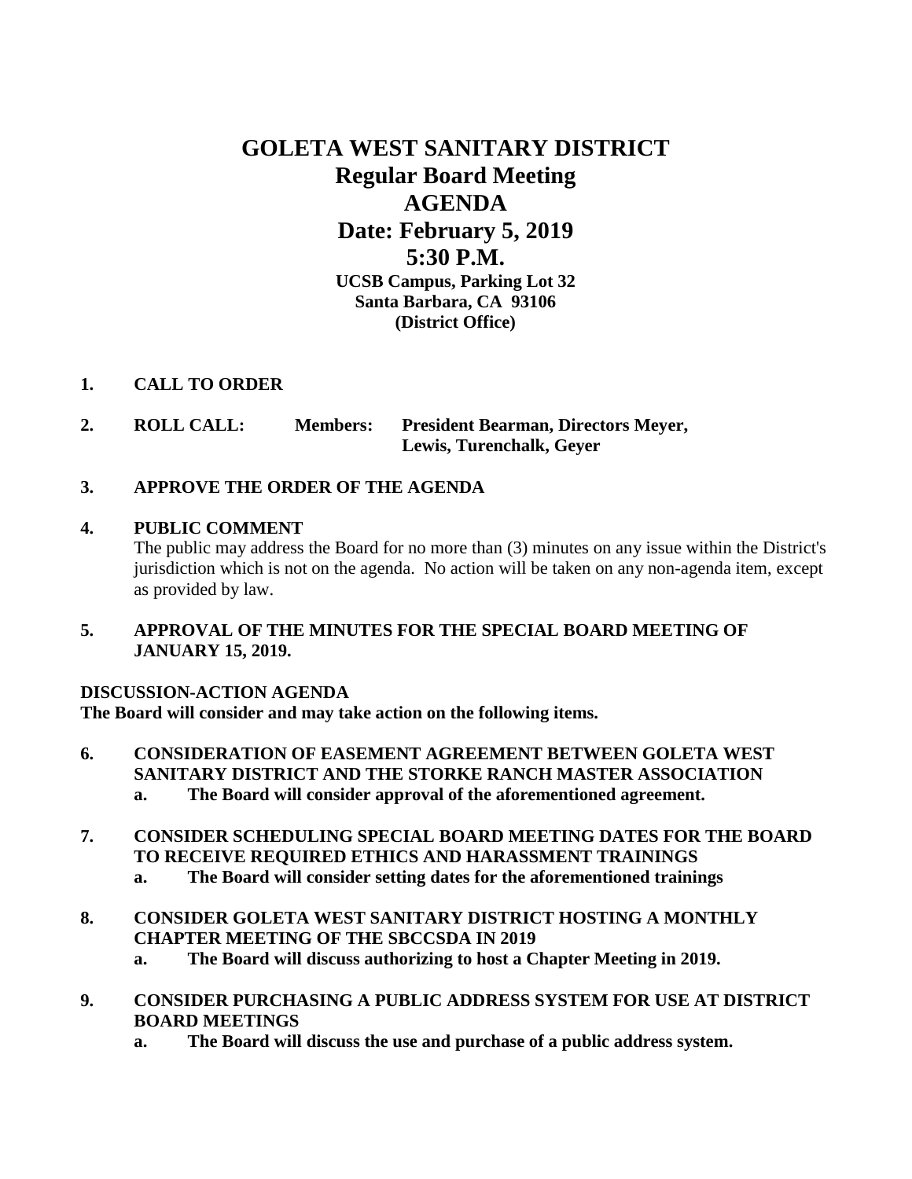# GOLETA WEST SANITARY DISTRICT
## Regular Board Meeting
## AGENDA
## Date: February 5, 2019
## 5:30 P.M.

**UCSB Campus, Parking Lot 32**
**Santa Barbara, CA 93106**
**(District Office)**

**1. CALL TO ORDER**

**2. ROLL CALL: Members: President Bearman, Directors Meyer, Lewis, Turenchalk, Geyer**

**3. APPROVE THE ORDER OF THE AGENDA**

**4. PUBLIC COMMENT**

The public may address the Board for no more than (3) minutes on any issue within the District's jurisdiction which is not on the agenda. No action will be taken on any non-agenda item, except as provided by law.

**5. APPROVAL OF THE MINUTES FOR THE SPECIAL BOARD MEETING OF JANUARY 15, 2019.**

**DISCUSSION-ACTION AGENDA**
**The Board will consider and may take action on the following items.**

**6. CONSIDERATION OF EASEMENT AGREEMENT BETWEEN GOLETA WEST SANITARY DISTRICT AND THE STORKE RANCH MASTER ASSOCIATION**
   **a. The Board will consider approval of the aforementioned agreement.**

**7. CONSIDER SCHEDULING SPECIAL BOARD MEETING DATES FOR THE BOARD TO RECEIVE REQUIRED ETHICS AND HARASSMENT TRAININGS**
   **a. The Board will consider setting dates for the aforementioned trainings**

**8. CONSIDER GOLETA WEST SANITARY DISTRICT HOSTING A MONTHLY CHAPTER MEETING OF THE SBCCSDA IN 2019**
   **a. The Board will discuss authorizing to host a Chapter Meeting in 2019.**

**9. CONSIDER PURCHASING A PUBLIC ADDRESS SYSTEM FOR USE AT DISTRICT BOARD MEETINGS**
   **a. The Board will discuss the use and purchase of a public address system.**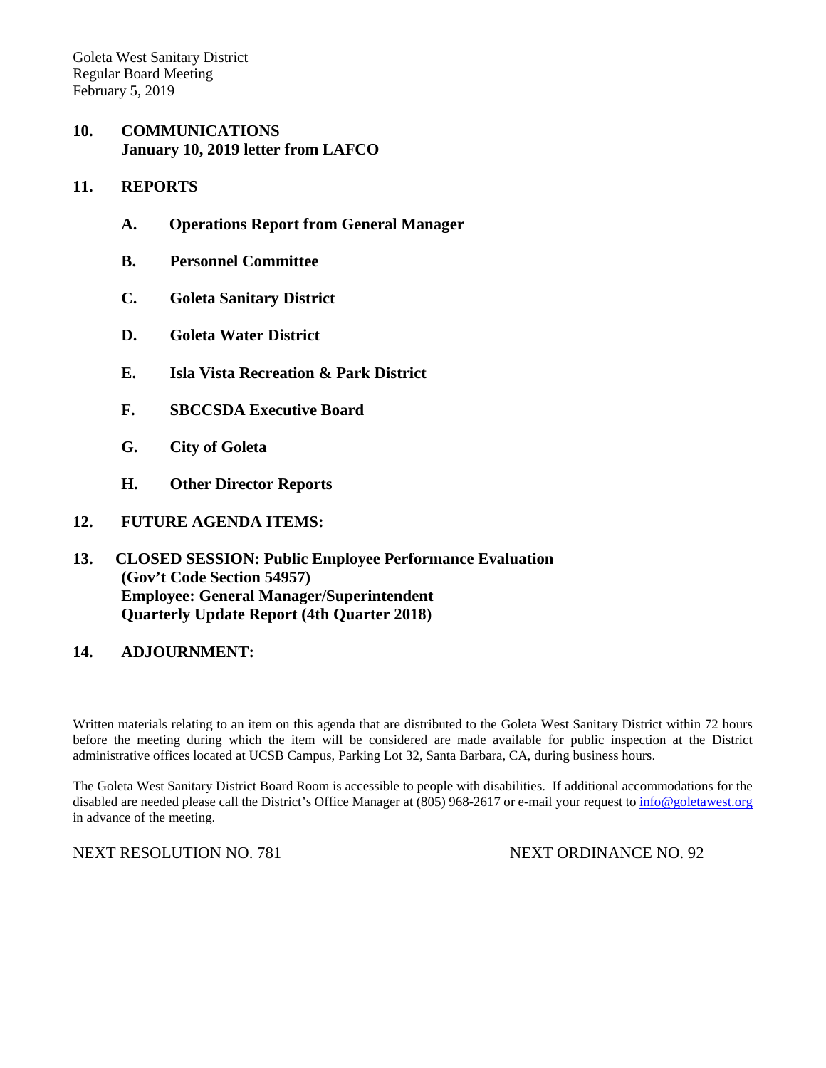Goleta West Sanitary District
Regular Board Meeting
February 5, 2019

**10. COMMUNICATIONS**
**January 10, 2019 letter from LAFCO**

**11. REPORTS**

**A. Operations Report from General Manager**

**B. Personnel Committee**

**C. Goleta Sanitary District**

**D. Goleta Water District**

**E. Isla Vista Recreation & Park District**

**F. SBCCSDA Executive Board**

**G. City of Goleta**

**H. Other Director Reports**

**12. FUTURE AGENDA ITEMS:**

**13. CLOSED SESSION: Public Employee Performance Evaluation**
**(Gov't Code Section 54957)**
**Employee: General Manager/Superintendent**
**Quarterly Update Report (4th Quarter 2018)**

**14. ADJOURNMENT:**

Written materials relating to an item on this agenda that are distributed to the Goleta West Sanitary District within 72 hours before the meeting during which the item will be considered are made available for public inspection at the District administrative offices located at UCSB Campus, Parking Lot 32, Santa Barbara, CA, during business hours.

The Goleta West Sanitary District Board Room is accessible to people with disabilities. If additional accommodations for the disabled are needed please call the District's Office Manager at (805) 968-2617 or e-mail your request to info@goletawest.org in advance of the meeting.

NEXT RESOLUTION NO. 781 NEXT ORDINANCE NO. 92